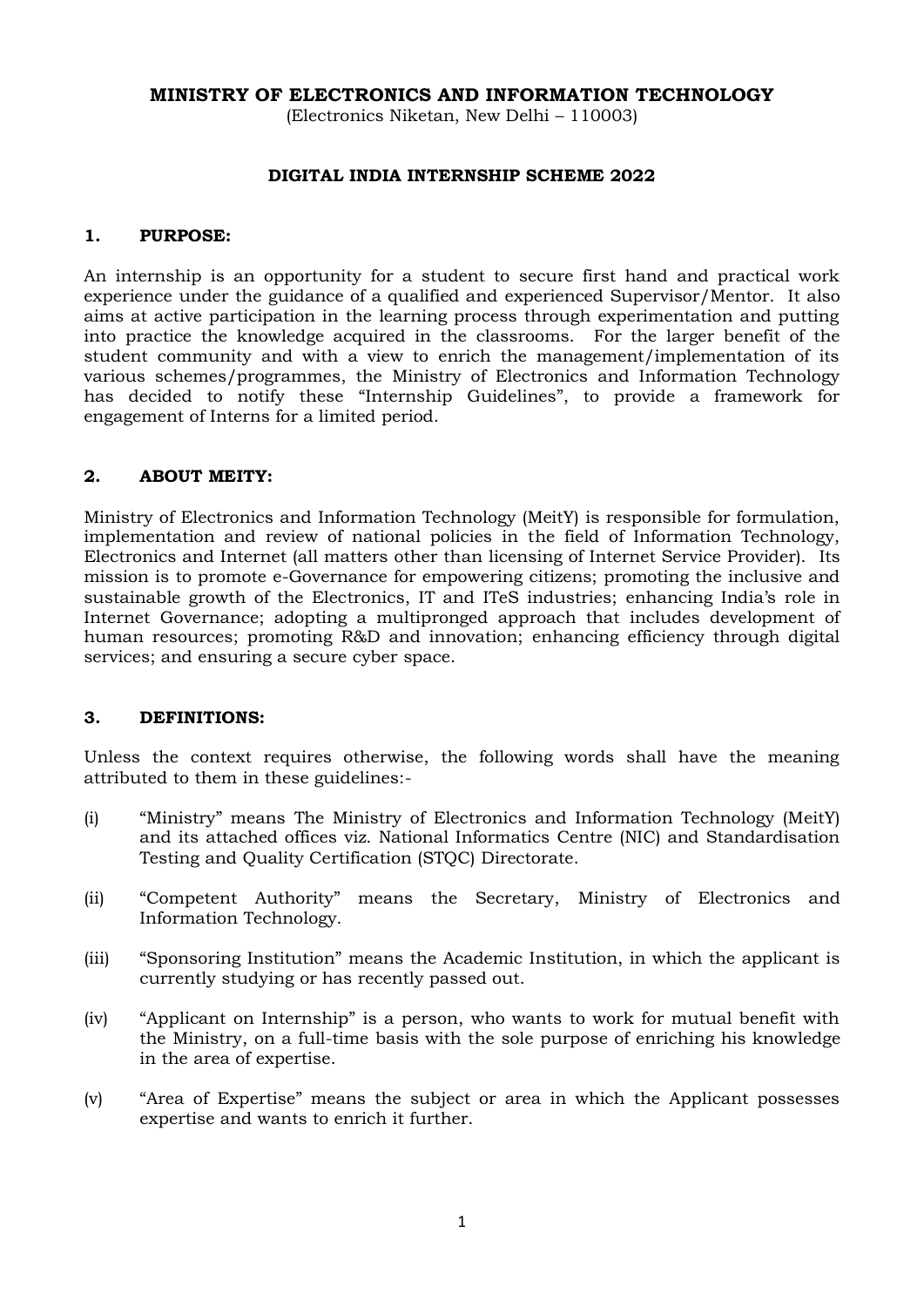# MINISTRY OF ELECTRONICS AND INFORMATION TECHNOLOGY

(Electronics Niketan, New Delhi – 110003)

## DIGITAL INDIA INTERNSHIP SCHEME 2022

### 1. PURPOSE:

An internship is an opportunity for a student to secure first hand and practical work experience under the guidance of a qualified and experienced Supervisor/Mentor. It also aims at active participation in the learning process through experimentation and putting into practice the knowledge acquired in the classrooms. For the larger benefit of the student community and with a view to enrich the management/implementation of its various schemes/programmes, the Ministry of Electronics and Information Technology has decided to notify these "Internship Guidelines", to provide a framework for engagement of Interns for a limited period.

### 2. ABOUT MEITY:

Ministry of Electronics and Information Technology (MeitY) is responsible for formulation, implementation and review of national policies in the field of Information Technology, Electronics and Internet (all matters other than licensing of Internet Service Provider). Its mission is to promote e-Governance for empowering citizens; promoting the inclusive and sustainable growth of the Electronics, IT and ITeS industries; enhancing India's role in Internet Governance; adopting a multipronged approach that includes development of human resources; promoting R&D and innovation; enhancing efficiency through digital services; and ensuring a secure cyber space.

### 3. DEFINITIONS:

Unless the context requires otherwise, the following words shall have the meaning attributed to them in these guidelines:-

(i) "Ministry" means The Ministry of Electronics and Information Technology (MeitY) and its attached offices viz. National Informatics Centre (NIC) and Standardisation Testing and Quality Certification (STQC) Directorate.

(ii) "Competent Authority" means the Secretary, Ministry of Electronics and Information Technology.

(iii) "Sponsoring Institution" means the Academic Institution, in which the applicant is currently studying or has recently passed out.

(iv) "Applicant on Internship" is a person, who wants to work for mutual benefit with the Ministry, on a full-time basis with the sole purpose of enriching his knowledge in the area of expertise.

(v) "Area of Expertise" means the subject or area in which the Applicant possesses expertise and wants to enrich it further.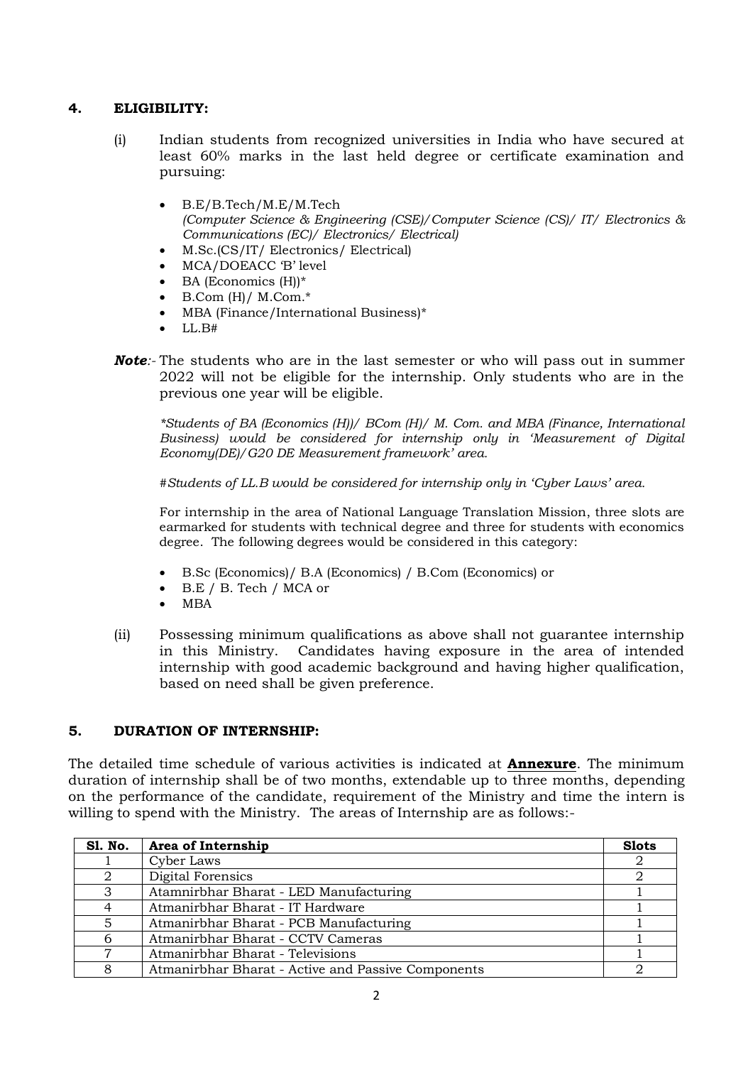## 4. ELIGIBILITY:

(i) Indian students from recognized universities in India who have secured at least 60% marks in the last held degree or certificate examination and pursuing:

- B.E/B.Tech/M.E/M.Tech
  *(Computer Science & Engineering (CSE)/Computer Science (CS)/ IT/ Electronics & Communications (EC)/ Electronics/ Electrical)*
- M.Sc.(CS/IT/ Electronics/ Electrical)
- MCA/DOEACC 'B' level
- BA (Economics (H))*
- B.Com (H)/ M.Com.*
- MBA (Finance/International Business)*
- LL.B#

***Note***:- The students who are in the last semester or who will pass out in summer 2022 will not be eligible for the internship. Only students who are in the previous one year will be eligible.

*\*Students of BA (Economics (H))/ BCom (H)/ M. Com. and MBA (Finance, International Business) would be considered for internship only in 'Measurement of Digital Economy(DE)/G20 DE Measurement framework' area.*

*#Students of LL.B would be considered for internship only in 'Cyber Laws' area.*

For internship in the area of National Language Translation Mission, three slots are earmarked for students with technical degree and three for students with economics degree. The following degrees would be considered in this category:

- B.Sc (Economics)/ B.A (Economics) / B.Com (Economics) or
- B.E / B. Tech / MCA or
- MBA

(ii) Possessing minimum qualifications as above shall not guarantee internship in this Ministry. Candidates having exposure in the area of intended internship with good academic background and having higher qualification, based on need shall be given preference.

## 5. DURATION OF INTERNSHIP:

The detailed time schedule of various activities is indicated at **Annexure**. The minimum duration of internship shall be of two months, extendable up to three months, depending on the performance of the candidate, requirement of the Ministry and time the intern is willing to spend with the Ministry. The areas of Internship are as follows:-

| Sl. No. | Area of Internship | Slots |
|---|---|---|
| 1 | Cyber Laws | 2 |
| 2 | Digital Forensics | 2 |
| 3 | Atamnirbhar Bharat - LED Manufacturing | 1 |
| 4 | Atmanirbhar Bharat - IT Hardware | 1 |
| 5 | Atmanirbhar Bharat - PCB Manufacturing | 1 |
| 6 | Atmanirbhar Bharat - CCTV Cameras | 1 |
| 7 | Atmanirbhar Bharat - Televisions | 1 |
| 8 | Atmanirbhar Bharat - Active and Passive Components | 2 |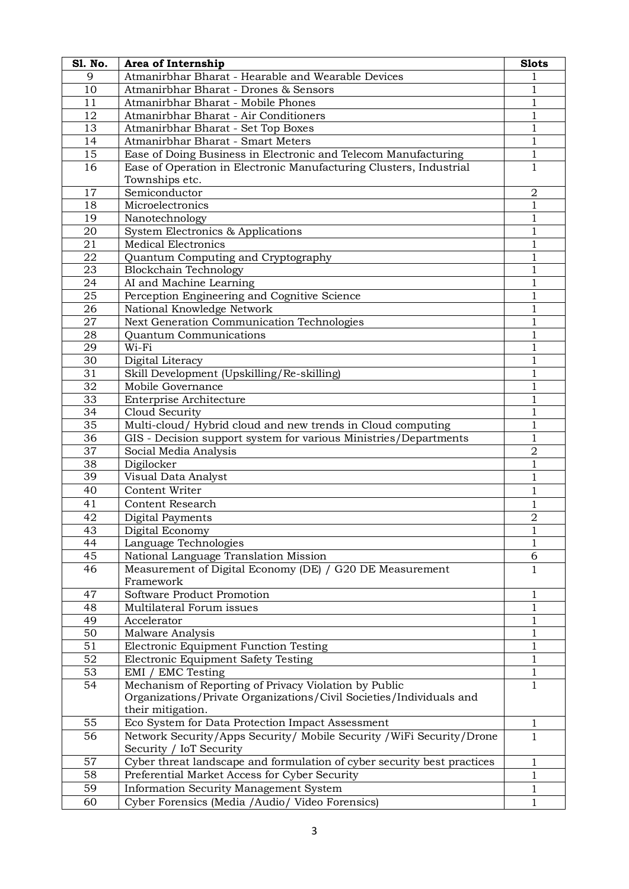| Sl. No. | Area of Internship | Slots |
|---|---|---|
| 9 | Atmanirbhar Bharat - Hearable and Wearable Devices | 1 |
| 10 | Atmanirbhar Bharat - Drones & Sensors | 1 |
| 11 | Atmanirbhar Bharat - Mobile Phones | 1 |
| 12 | Atmanirbhar Bharat - Air Conditioners | 1 |
| 13 | Atmanirbhar Bharat - Set Top Boxes | 1 |
| 14 | Atmanirbhar Bharat - Smart Meters | 1 |
| 15 | Ease of Doing Business in Electronic and Telecom Manufacturing | 1 |
| 16 | Ease of Operation in Electronic Manufacturing Clusters, Industrial Townships etc. | 1 |
| 17 | Semiconductor | 2 |
| 18 | Microelectronics | 1 |
| 19 | Nanotechnology | 1 |
| 20 | System Electronics & Applications | 1 |
| 21 | Medical Electronics | 1 |
| 22 | Quantum Computing and Cryptography | 1 |
| 23 | Blockchain Technology | 1 |
| 24 | AI and Machine Learning | 1 |
| 25 | Perception Engineering and Cognitive Science | 1 |
| 26 | National Knowledge Network | 1 |
| 27 | Next Generation Communication Technologies | 1 |
| 28 | Quantum Communications | 1 |
| 29 | Wi-Fi | 1 |
| 30 | Digital Literacy | 1 |
| 31 | Skill Development (Upskilling/Re-skilling) | 1 |
| 32 | Mobile Governance | 1 |
| 33 | Enterprise Architecture | 1 |
| 34 | Cloud Security | 1 |
| 35 | Multi-cloud/ Hybrid cloud and new trends in Cloud computing | 1 |
| 36 | GIS - Decision support system for various Ministries/Departments | 1 |
| 37 | Social Media Analysis | 2 |
| 38 | Digilocker | 1 |
| 39 | Visual Data Analyst | 1 |
| 40 | Content Writer | 1 |
| 41 | Content Research | 1 |
| 42 | Digital Payments | 2 |
| 43 | Digital Economy | 1 |
| 44 | Language Technologies | 1 |
| 45 | National Language Translation Mission | 6 |
| 46 | Measurement of Digital Economy (DE) / G20 DE Measurement Framework | 1 |
| 47 | Software Product Promotion | 1 |
| 48 | Multilateral Forum issues | 1 |
| 49 | Accelerator | 1 |
| 50 | Malware Analysis | 1 |
| 51 | Electronic Equipment Function Testing | 1 |
| 52 | Electronic Equipment Safety Testing | 1 |
| 53 | EMI / EMC Testing | 1 |
| 54 | Mechanism of Reporting of Privacy Violation by Public Organizations/Private Organizations/Civil Societies/Individuals and their mitigation. | 1 |
| 55 | Eco System for Data Protection Impact Assessment | 1 |
| 56 | Network Security/Apps Security/ Mobile Security /WiFi Security/Drone Security / IoT Security | 1 |
| 57 | Cyber threat landscape and formulation of cyber security best practices | 1 |
| 58 | Preferential Market Access for Cyber Security | 1 |
| 59 | Information Security Management System | 1 |
| 60 | Cyber Forensics (Media /Audio/ Video Forensics) | 1 |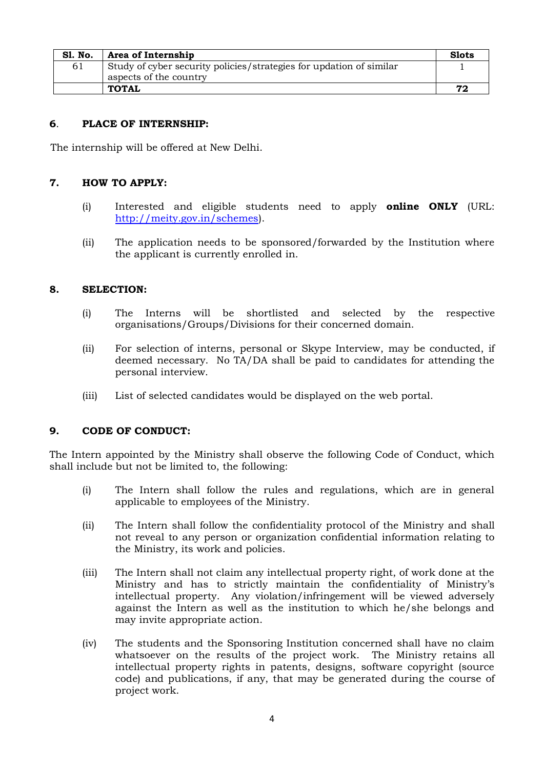| Sl. No. | Area of Internship | Slots |
|---|---|---|
| 61 | Study of cyber security policies/strategies for updation of similar aspects of the country | 1 |
| | **TOTAL** | **72** |

## 6. PLACE OF INTERNSHIP:

The internship will be offered at New Delhi.

## 7. HOW TO APPLY:

(i) Interested and eligible students need to apply **online ONLY** (URL: http://meity.gov.in/schemes).

(ii) The application needs to be sponsored/forwarded by the Institution where the applicant is currently enrolled in.

## 8. SELECTION:

(i) The Interns will be shortlisted and selected by the respective organisations/Groups/Divisions for their concerned domain.

(ii) For selection of interns, personal or Skype Interview, may be conducted, if deemed necessary. No TA/DA shall be paid to candidates for attending the personal interview.

(iii) List of selected candidates would be displayed on the web portal.

## 9. CODE OF CONDUCT:

The Intern appointed by the Ministry shall observe the following Code of Conduct, which shall include but not be limited to, the following:

(i) The Intern shall follow the rules and regulations, which are in general applicable to employees of the Ministry.

(ii) The Intern shall follow the confidentiality protocol of the Ministry and shall not reveal to any person or organization confidential information relating to the Ministry, its work and policies.

(iii) The Intern shall not claim any intellectual property right, of work done at the Ministry and has to strictly maintain the confidentiality of Ministry's intellectual property. Any violation/infringement will be viewed adversely against the Intern as well as the institution to which he/she belongs and may invite appropriate action.

(iv) The students and the Sponsoring Institution concerned shall have no claim whatsoever on the results of the project work. The Ministry retains all intellectual property rights in patents, designs, software copyright (source code) and publications, if any, that may be generated during the course of project work.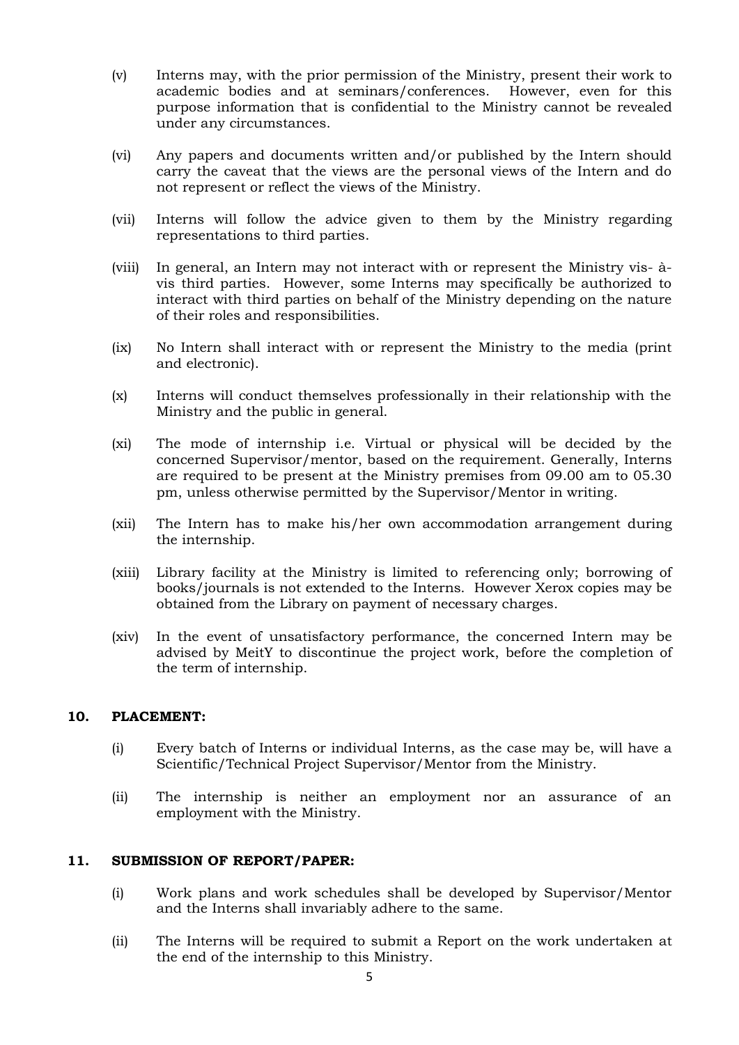(v) Interns may, with the prior permission of the Ministry, present their work to academic bodies and at seminars/conferences. However, even for this purpose information that is confidential to the Ministry cannot be revealed under any circumstances.

(vi) Any papers and documents written and/or published by the Intern should carry the caveat that the views are the personal views of the Intern and do not represent or reflect the views of the Ministry.

(vii) Interns will follow the advice given to them by the Ministry regarding representations to third parties.

(viii) In general, an Intern may not interact with or represent the Ministry vis- à-vis third parties. However, some Interns may specifically be authorized to interact with third parties on behalf of the Ministry depending on the nature of their roles and responsibilities.

(ix) No Intern shall interact with or represent the Ministry to the media (print and electronic).

(x) Interns will conduct themselves professionally in their relationship with the Ministry and the public in general.

(xi) The mode of internship i.e. Virtual or physical will be decided by the concerned Supervisor/mentor, based on the requirement. Generally, Interns are required to be present at the Ministry premises from 09.00 am to 05.30 pm, unless otherwise permitted by the Supervisor/Mentor in writing.

(xii) The Intern has to make his/her own accommodation arrangement during the internship.

(xiii) Library facility at the Ministry is limited to referencing only; borrowing of books/journals is not extended to the Interns. However Xerox copies may be obtained from the Library on payment of necessary charges.

(xiv) In the event of unsatisfactory performance, the concerned Intern may be advised by MeitY to discontinue the project work, before the completion of the term of internship.

## 10. PLACEMENT:

(i) Every batch of Interns or individual Interns, as the case may be, will have a Scientific/Technical Project Supervisor/Mentor from the Ministry.

(ii) The internship is neither an employment nor an assurance of an employment with the Ministry.

## 11. SUBMISSION OF REPORT/PAPER:

(i) Work plans and work schedules shall be developed by Supervisor/Mentor and the Interns shall invariably adhere to the same.

(ii) The Interns will be required to submit a Report on the work undertaken at the end of the internship to this Ministry.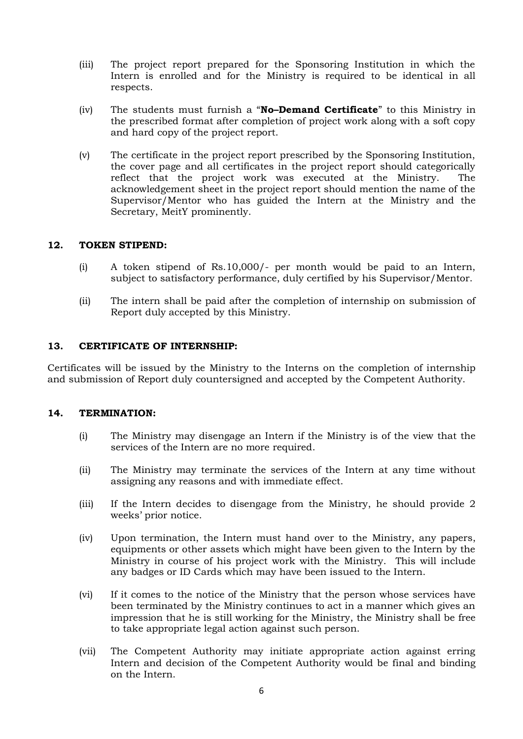(iii) The project report prepared for the Sponsoring Institution in which the Intern is enrolled and for the Ministry is required to be identical in all respects.

(iv) The students must furnish a "**No–Demand Certificate**" to this Ministry in the prescribed format after completion of project work along with a soft copy and hard copy of the project report.

(v) The certificate in the project report prescribed by the Sponsoring Institution, the cover page and all certificates in the project report should categorically reflect that the project work was executed at the Ministry. The acknowledgement sheet in the project report should mention the name of the Supervisor/Mentor who has guided the Intern at the Ministry and the Secretary, MeitY prominently.

## 12. TOKEN STIPEND:

(i) A token stipend of Rs.10,000/- per month would be paid to an Intern, subject to satisfactory performance, duly certified by his Supervisor/Mentor.

(ii) The intern shall be paid after the completion of internship on submission of Report duly accepted by this Ministry.

## 13. CERTIFICATE OF INTERNSHIP:

Certificates will be issued by the Ministry to the Interns on the completion of internship and submission of Report duly countersigned and accepted by the Competent Authority.

## 14. TERMINATION:

(i) The Ministry may disengage an Intern if the Ministry is of the view that the services of the Intern are no more required.

(ii) The Ministry may terminate the services of the Intern at any time without assigning any reasons and with immediate effect.

(iii) If the Intern decides to disengage from the Ministry, he should provide 2 weeks' prior notice.

(iv) Upon termination, the Intern must hand over to the Ministry, any papers, equipments or other assets which might have been given to the Intern by the Ministry in course of his project work with the Ministry. This will include any badges or ID Cards which may have been issued to the Intern.

(vi) If it comes to the notice of the Ministry that the person whose services have been terminated by the Ministry continues to act in a manner which gives an impression that he is still working for the Ministry, the Ministry shall be free to take appropriate legal action against such person.

(vii) The Competent Authority may initiate appropriate action against erring Intern and decision of the Competent Authority would be final and binding on the Intern.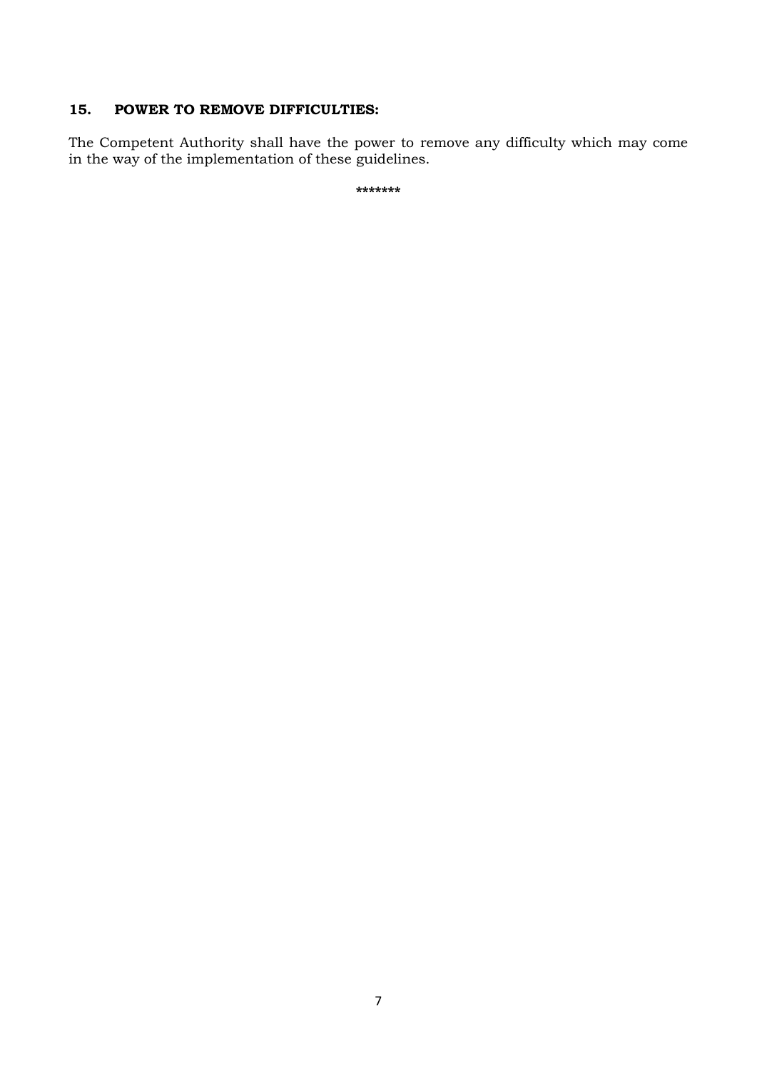## 15. POWER TO REMOVE DIFFICULTIES:

The Competent Authority shall have the power to remove any difficulty which may come in the way of the implementation of these guidelines.

*******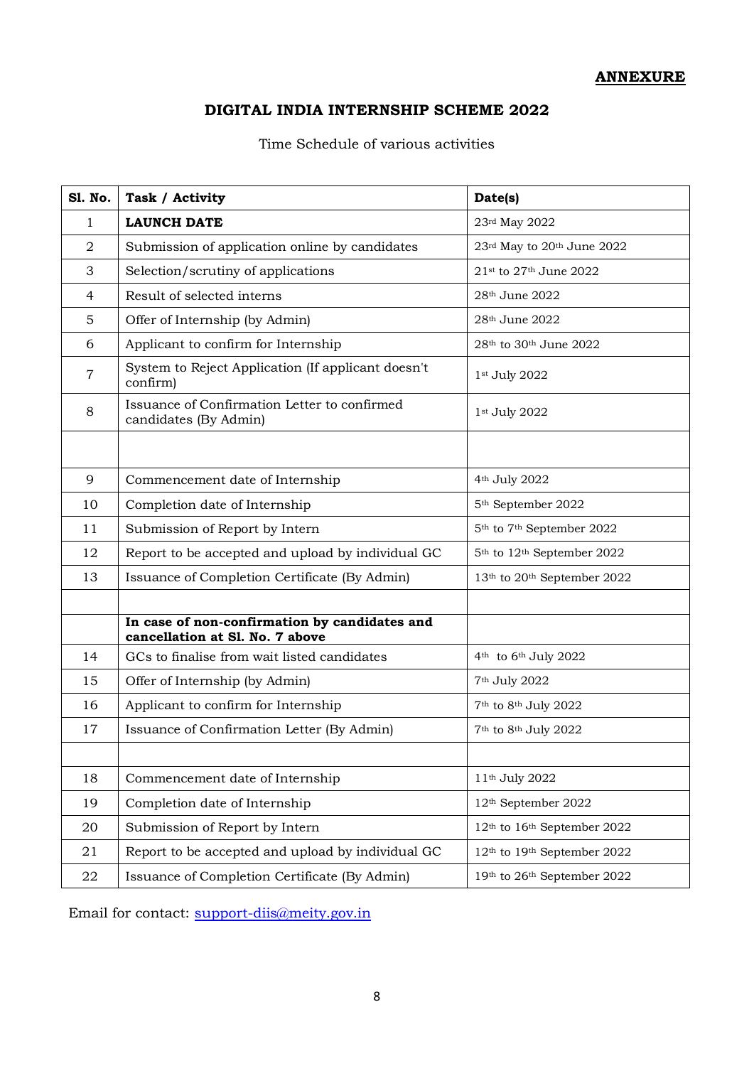**ANNEXURE**

# DIGITAL INDIA INTERNSHIP SCHEME 2022

Time Schedule of various activities

| Sl. No. | Task / Activity | Date(s) |
|---|---|---|
| 1 | **LAUNCH DATE** | 23rd May 2022 |
| 2 | Submission of application online by candidates | 23rd May to 20th June 2022 |
| 3 | Selection/scrutiny of applications | 21st to 27th June 2022 |
| 4 | Result of selected interns | 28th June 2022 |
| 5 | Offer of Internship (by Admin) | 28th June 2022 |
| 6 | Applicant to confirm for Internship | 28th to 30th June 2022 |
| 7 | System to Reject Application (If applicant doesn't confirm) | 1st July 2022 |
| 8 | Issuance of Confirmation Letter to confirmed candidates (By Admin) | 1st July 2022 |
| | | |
| 9 | Commencement date of Internship | 4th July 2022 |
| 10 | Completion date of Internship | 5th September 2022 |
| 11 | Submission of Report by Intern | 5th to 7th September 2022 |
| 12 | Report to be accepted and upload by individual GC | 5th to 12th September 2022 |
| 13 | Issuance of Completion Certificate (By Admin) | 13th to 20th September 2022 |
| | | |
| | **In case of non-confirmation by candidates and cancellation at Sl. No. 7 above** | |
| 14 | GCs to finalise from wait listed candidates | 4th to 6th July 2022 |
| 15 | Offer of Internship (by Admin) | 7th July 2022 |
| 16 | Applicant to confirm for Internship | 7th to 8th July 2022 |
| 17 | Issuance of Confirmation Letter (By Admin) | 7th to 8th July 2022 |
| | | |
| 18 | Commencement date of Internship | 11th July 2022 |
| 19 | Completion date of Internship | 12th September 2022 |
| 20 | Submission of Report by Intern | 12th to 16th September 2022 |
| 21 | Report to be accepted and upload by individual GC | 12th to 19th September 2022 |
| 22 | Issuance of Completion Certificate (By Admin) | 19th to 26th September 2022 |

Email for contact: support-diis@meity.gov.in